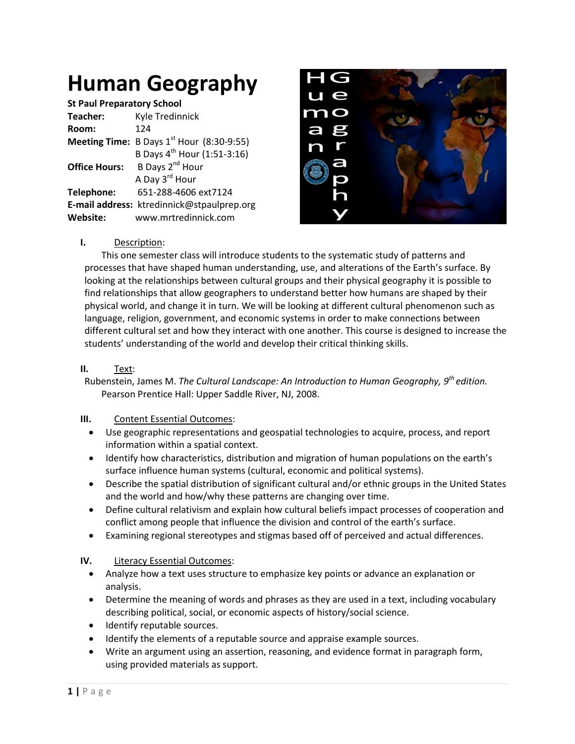# Human Geography

**St Paul Preparatory School**

**Teacher:** Kyle Tredinnick
**Room:** 124
**Meeting Time:** B Days 1st Hour (8:30-9:55)
B Days 4th Hour (1:51-3:16)
**Office Hours:** B Days 2nd Hour
A Day 3rd Hour
**Telephone:** 651-288-4606 ext7124
**E-mail address:** ktredinnick@stpaulprep.org
**Website:** www.mrtredinnick.com

## I. Description:

This one semester class will introduce students to the systematic study of patterns and processes that have shaped human understanding, use, and alterations of the Earth's surface. By looking at the relationships between cultural groups and their physical geography it is possible to find relationships that allow geographers to understand better how humans are shaped by their physical world, and change it in turn. We will be looking at different cultural phenomenon such as language, religion, government, and economic systems in order to make connections between different cultural set and how they interact with one another. This course is designed to increase the students' understanding of the world and develop their critical thinking skills.

## II. Text:

Rubenstein, James M. *The Cultural Landscape: An Introduction to Human Geography, 9th edition.* Pearson Prentice Hall: Upper Saddle River, NJ, 2008.

## III. Content Essential Outcomes:

- Use geographic representations and geospatial technologies to acquire, process, and report information within a spatial context.
- Identify how characteristics, distribution and migration of human populations on the earth's surface influence human systems (cultural, economic and political systems).
- Describe the spatial distribution of significant cultural and/or ethnic groups in the United States and the world and how/why these patterns are changing over time.
- Define cultural relativism and explain how cultural beliefs impact processes of cooperation and conflict among people that influence the division and control of the earth's surface.
- Examining regional stereotypes and stigmas based off of perceived and actual differences.

## IV. Literacy Essential Outcomes:

- Analyze how a text uses structure to emphasize key points or advance an explanation or analysis.
- Determine the meaning of words and phrases as they are used in a text, including vocabulary describing political, social, or economic aspects of history/social science.
- Identify reputable sources.
- Identify the elements of a reputable source and appraise example sources.
- Write an argument using an assertion, reasoning, and evidence format in paragraph form, using provided materials as support.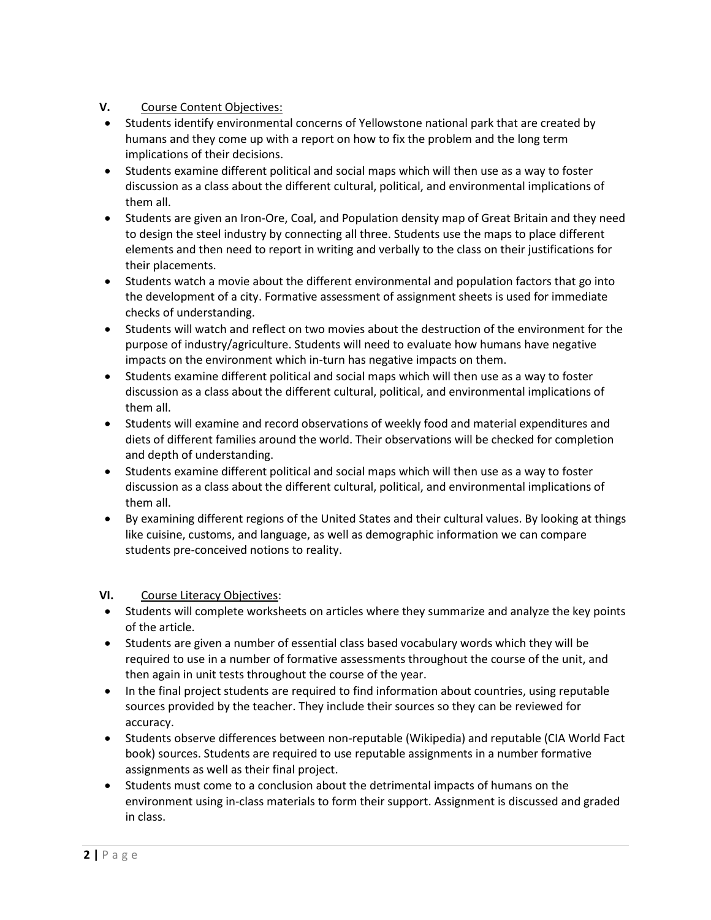## V. Course Content Objectives:

- Students identify environmental concerns of Yellowstone national park that are created by humans and they come up with a report on how to fix the problem and the long term implications of their decisions.
- Students examine different political and social maps which will then use as a way to foster discussion as a class about the different cultural, political, and environmental implications of them all.
- Students are given an Iron-Ore, Coal, and Population density map of Great Britain and they need to design the steel industry by connecting all three. Students use the maps to place different elements and then need to report in writing and verbally to the class on their justifications for their placements.
- Students watch a movie about the different environmental and population factors that go into the development of a city. Formative assessment of assignment sheets is used for immediate checks of understanding.
- Students will watch and reflect on two movies about the destruction of the environment for the purpose of industry/agriculture. Students will need to evaluate how humans have negative impacts on the environment which in-turn has negative impacts on them.
- Students examine different political and social maps which will then use as a way to foster discussion as a class about the different cultural, political, and environmental implications of them all.
- Students will examine and record observations of weekly food and material expenditures and diets of different families around the world. Their observations will be checked for completion and depth of understanding.
- Students examine different political and social maps which will then use as a way to foster discussion as a class about the different cultural, political, and environmental implications of them all.
- By examining different regions of the United States and their cultural values. By looking at things like cuisine, customs, and language, as well as demographic information we can compare students pre-conceived notions to reality.

## VI. Course Literacy Objectives:

- Students will complete worksheets on articles where they summarize and analyze the key points of the article.
- Students are given a number of essential class based vocabulary words which they will be required to use in a number of formative assessments throughout the course of the unit, and then again in unit tests throughout the course of the year.
- In the final project students are required to find information about countries, using reputable sources provided by the teacher. They include their sources so they can be reviewed for accuracy.
- Students observe differences between non-reputable (Wikipedia) and reputable (CIA World Fact book) sources. Students are required to use reputable assignments in a number formative assignments as well as their final project.
- Students must come to a conclusion about the detrimental impacts of humans on the environment using in-class materials to form their support. Assignment is discussed and graded in class.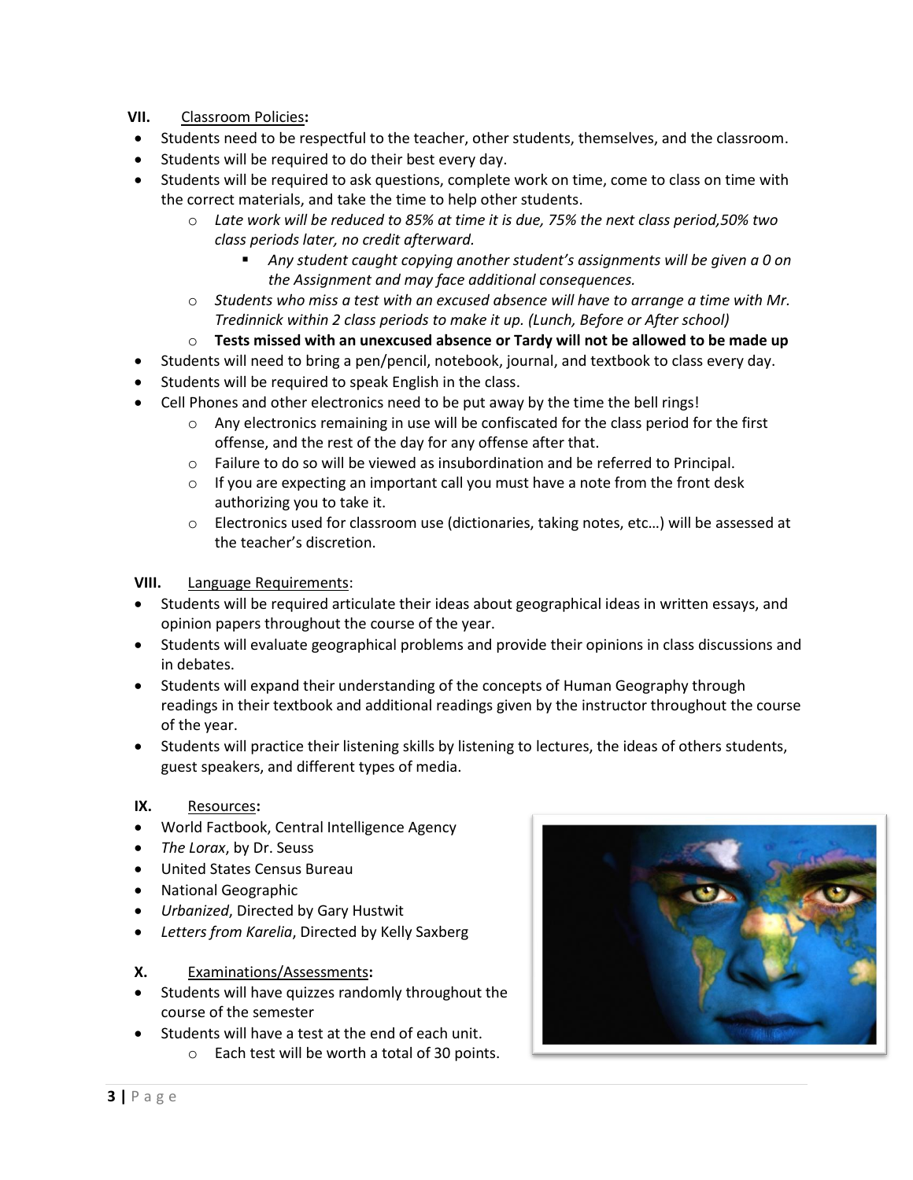## VII. Classroom Policies:

- Students need to be respectful to the teacher, other students, themselves, and the classroom.
- Students will be required to do their best every day.
- Students will be required to ask questions, complete work on time, come to class on time with the correct materials, and take the time to help other students.
    - *Late work will be reduced to 85% at time it is due, 75% the next class period,50% two class periods later, no credit afterward.*
        - *Any student caught copying another student's assignments will be given a 0 on the Assignment and may face additional consequences.*
    - *Students who miss a test with an excused absence will have to arrange a time with Mr. Tredinnick within 2 class periods to make it up. (Lunch, Before or After school)*
    - **Tests missed with an unexcused absence or Tardy will not be allowed to be made up**
- Students will need to bring a pen/pencil, notebook, journal, and textbook to class every day.
- Students will be required to speak English in the class.
- Cell Phones and other electronics need to be put away by the time the bell rings!
    - Any electronics remaining in use will be confiscated for the class period for the first offense, and the rest of the day for any offense after that.
    - Failure to do so will be viewed as insubordination and be referred to Principal.
    - If you are expecting an important call you must have a note from the front desk authorizing you to take it.
    - Electronics used for classroom use (dictionaries, taking notes, etc…) will be assessed at the teacher's discretion.

## VIII. Language Requirements:

- Students will be required articulate their ideas about geographical ideas in written essays, and opinion papers throughout the course of the year.
- Students will evaluate geographical problems and provide their opinions in class discussions and in debates.
- Students will expand their understanding of the concepts of Human Geography through readings in their textbook and additional readings given by the instructor throughout the course of the year.
- Students will practice their listening skills by listening to lectures, the ideas of others students, guest speakers, and different types of media.

## IX. Resources:

- World Factbook, Central Intelligence Agency
- *The Lorax*, by Dr. Seuss
- United States Census Bureau
- National Geographic
- *Urbanized*, Directed by Gary Hustwit
- *Letters from Karelia*, Directed by Kelly Saxberg

## X. Examinations/Assessments:

- Students will have quizzes randomly throughout the course of the semester
- Students will have a test at the end of each unit.
    - Each test will be worth a total of 30 points.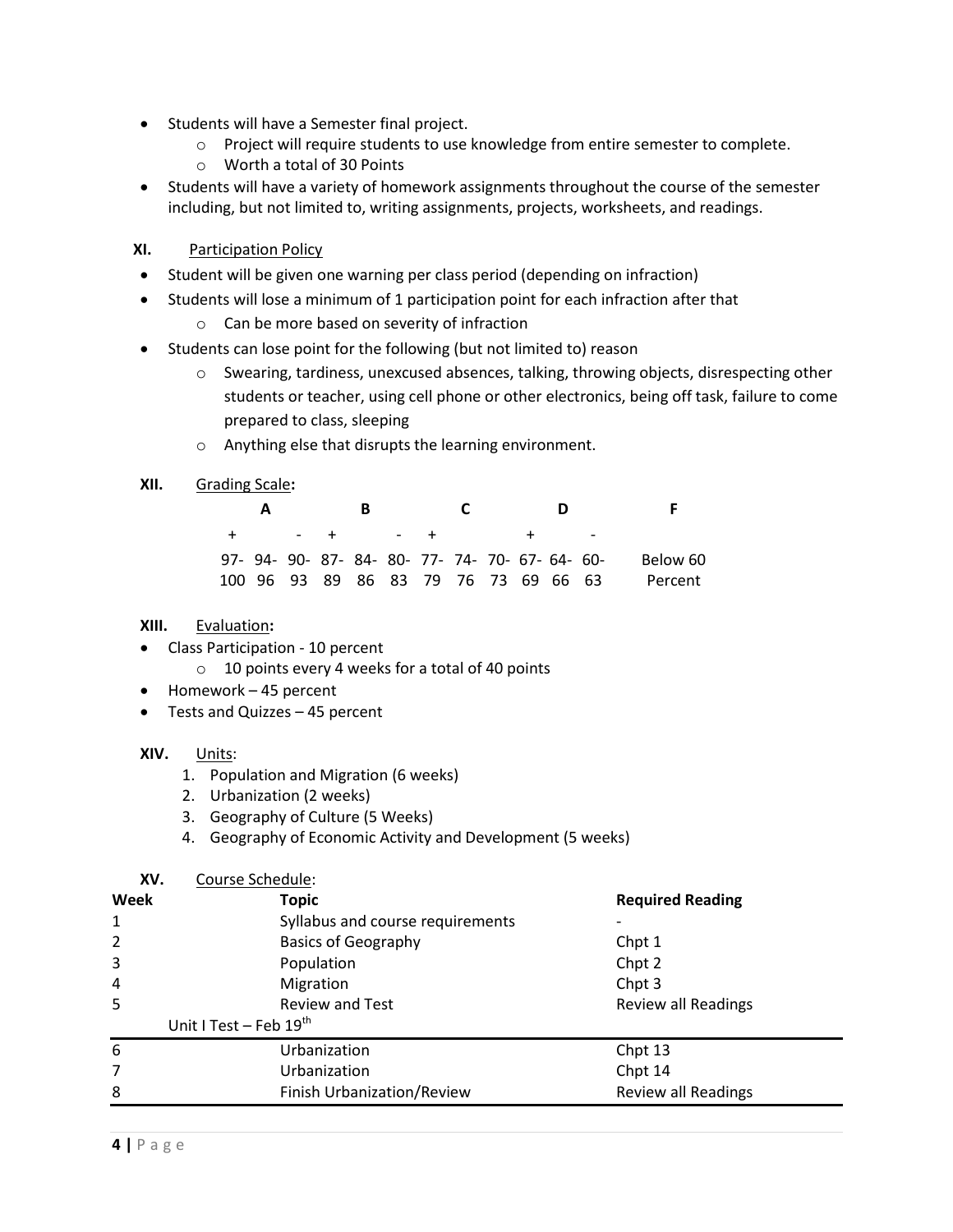- Students will have a Semester final project.
  - Project will require students to use knowledge from entire semester to complete.
  - Worth a total of 30 Points
- Students will have a variety of homework assignments throughout the course of the semester including, but not limited to, writing assignments, projects, worksheets, and readings.

**XI.** Participation Policy

- Student will be given one warning per class period (depending on infraction)
- Students will lose a minimum of 1 participation point for each infraction after that
  - Can be more based on severity of infraction
- Students can lose point for the following (but not limited to) reason
  - Swearing, tardiness, unexcused absences, talking, throwing objects, disrespecting other students or teacher, using cell phone or other electronics, being off task, failure to come prepared to class, sleeping
  - Anything else that disrupts the learning environment.

**XII.** Grading Scale**:**

| A | | | B | | | C | | | D | | | F |
|---|---|---|---|---|---|---|---|---|---|---|---|---|
| + | | - | + | | - | + | | | + | | - | |
| 97-100 | 94-96 | 90-93 | 87-89 | 84-86 | 80-83 | 77-79 | 74-76 | 70-73 | 67-69 | 64-66 | 60-63 | Below 60 Percent |

**XIII.** Evaluation**:**

- Class Participation - 10 percent
  - 10 points every 4 weeks for a total of 40 points
- Homework – 45 percent
- Tests and Quizzes – 45 percent

**XIV.** Units:

1. Population and Migration (6 weeks)
2. Urbanization (2 weeks)
3. Geography of Culture (5 Weeks)
4. Geography of Economic Activity and Development (5 weeks)

**XV.** Course Schedule:

| Week | Topic | Required Reading |
|---|---|---|
| 1 | Syllabus and course requirements | - |
| 2 | Basics of Geography | Chpt 1 |
| 3 | Population | Chpt 2 |
| 4 | Migration | Chpt 3 |
| 5 | Review and Test | Review all Readings |
| Unit I Test – Feb 19th | | |
| 6 | Urbanization | Chpt 13 |
| 7 | Urbanization | Chpt 14 |
| 8 | Finish Urbanization/Review | Review all Readings |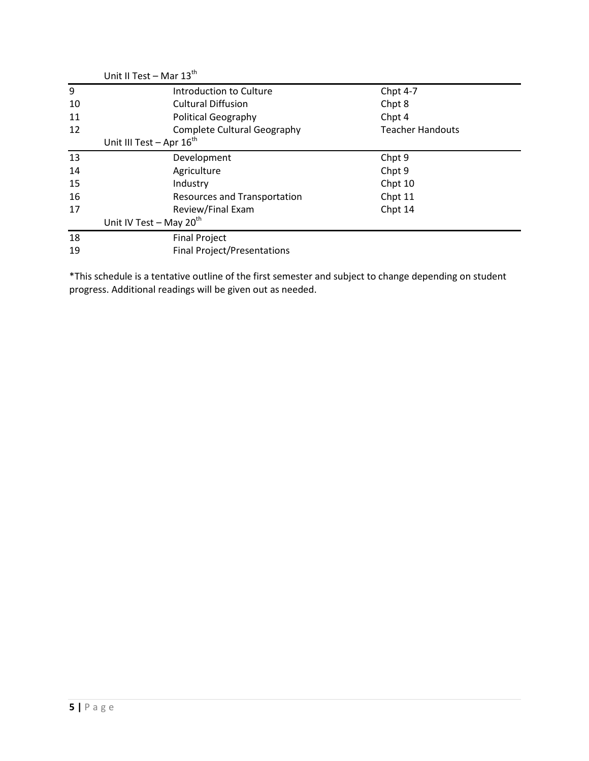| | | |
|---|---|---|
| | Unit II Test – Mar 13th | |
| 9 | Introduction to Culture | Chpt 4-7 |
| 10 | Cultural Diffusion | Chpt 8 |
| 11 | Political Geography | Chpt 4 |
| 12 | Complete Cultural Geography | Teacher Handouts |
| | Unit III Test – Apr 16th | |
| 13 | Development | Chpt 9 |
| 14 | Agriculture | Chpt 9 |
| 15 | Industry | Chpt 10 |
| 16 | Resources and Transportation | Chpt 11 |
| 17 | Review/Final Exam | Chpt 14 |
| | Unit IV Test – May 20th | |
| 18 | Final Project | |
| 19 | Final Project/Presentations | |

*This schedule is a tentative outline of the first semester and subject to change depending on student progress. Additional readings will be given out as needed.